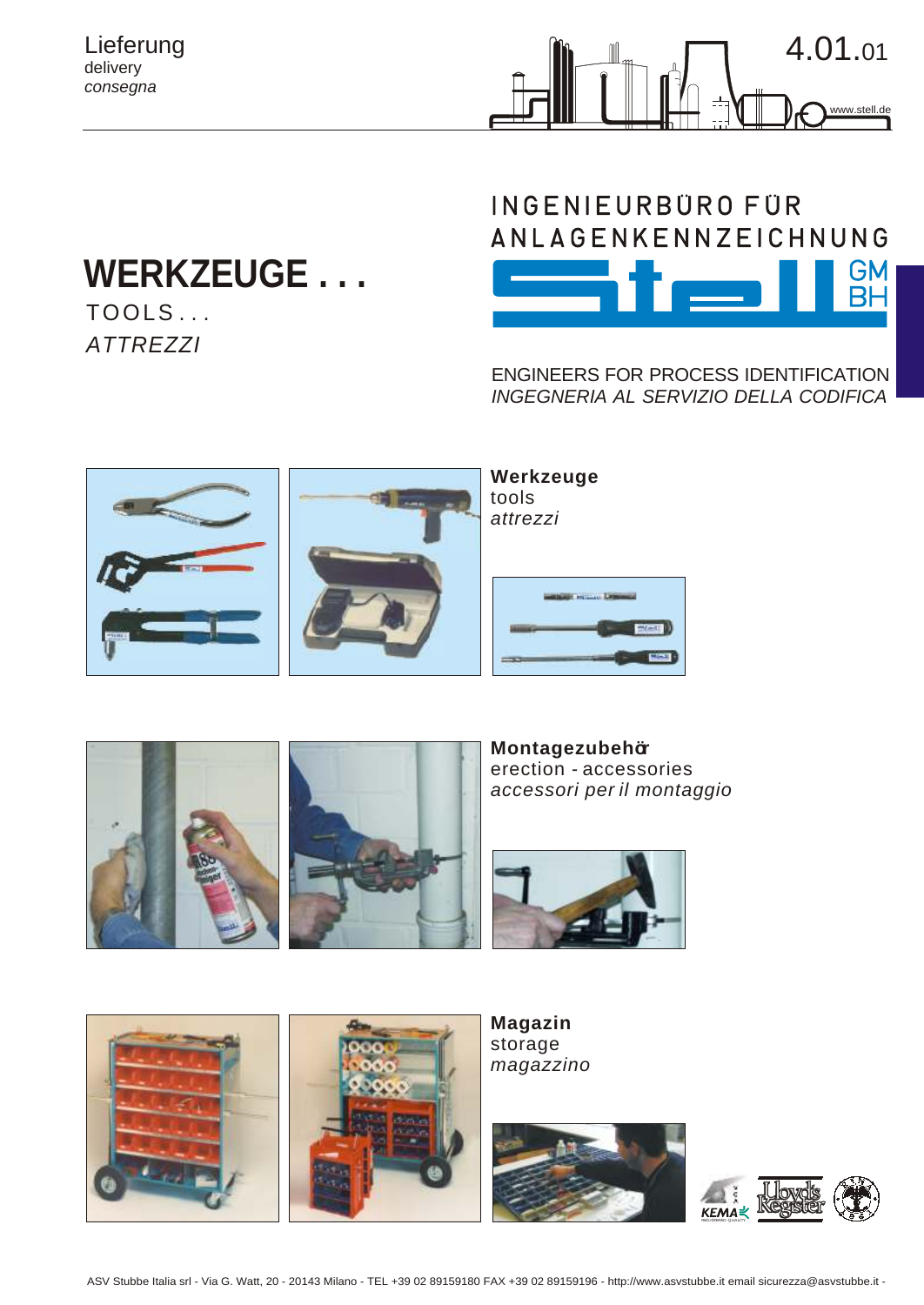Lieferung
delivery
*consegna*

4.01.01

www.stell.de

INGENIEURBÜRO FÜR ANLAGENKENNZEICHNUNG

Stell GMBH

# WERKZEUGE . . .

TOOLS . . .

*ATTREZZI*

ENGINEERS FOR PROCESS IDENTIFICATION
*INGEGNERIA AL SERVIZIO DELLA CODIFICA*

**Werkzeuge**
tools
*attrezzi*

**Montagezubehör**
erection - accessories
*accessori per il montaggio*

**Magazin**
storage
*magazzino*

ASV Stubbe Italia srl - Via G. Watt, 20 - 20143 Milano - TEL +39 02 89159180 FAX +39 02 89159196 - http://www.asvstubbe.it email sicurezza@asvstubbe.it -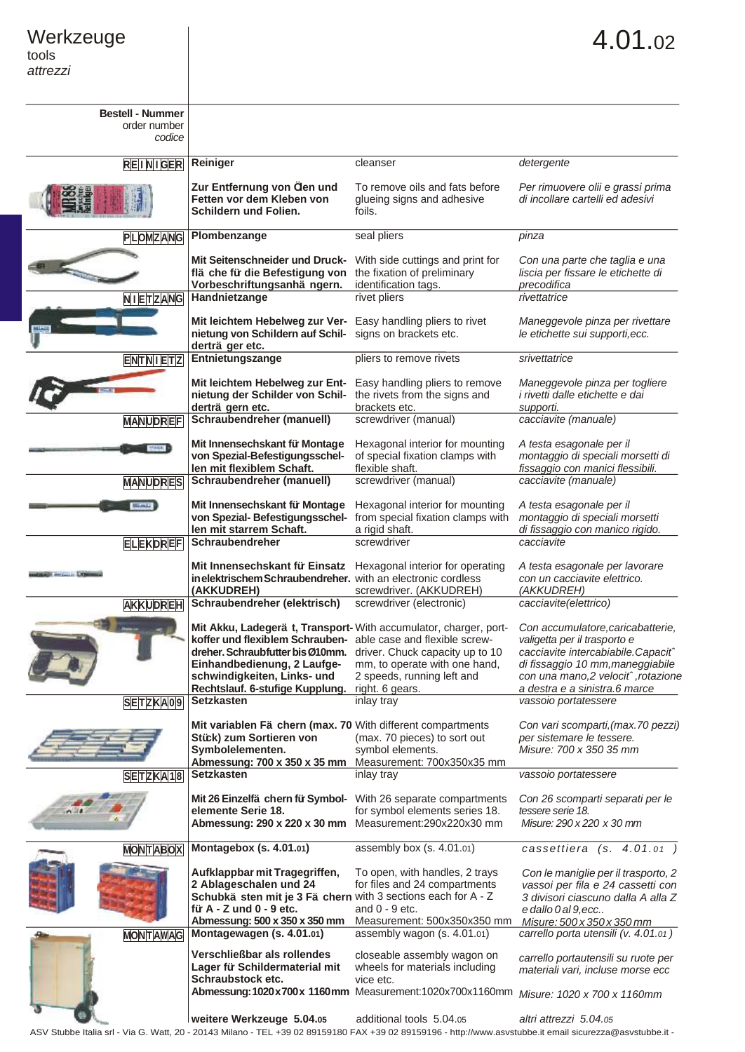# Werkzeuge
tools
*attrezzi*

| Bestell - Nummer / order number / *codice* | | | |
|---|---|---|---|
| **REINIGER** | **Reiniger** | cleanser | *detergente* |
| | **Zur Entfernung von Ölen und Fetten vor dem Kleben von Schildern und Folien.** | To remove oils and fats before glueing signs and adhesive foils. | *Per rimuovere olii e grassi prima di incollare cartelli ed adesivi* |
| **PLOMZANG** | **Plombenzange** | seal pliers | *pinza* |
| | **Mit Seitenschneider und Druckfläche für die Befestigung von Vorbeschriftungsanhängern.** | With side cuttings and print for the fixation of preliminary identification tags. | *Con una parte che taglia e una liscia per fissare le etichette di precodifica* |
| **NIETZANG** | **Handnietzange** | rivet pliers | *rivettatrice* |
| | **Mit leichtem Hebelweg zur Vernietung von Schildern auf Schilderträger etc.** | Easy handling pliers to rivet signs on brackets etc. | *Maneggevole pinza per rivettare le etichette sui supporti,ecc.* |
| **ENTNIETZ** | **Entnietungszange** | pliers to remove rivets | *srivettatrice* |
| | **Mit leichtem Hebelweg zur Entnietung der Schilder von Schildträgern etc.** | Easy handling pliers to remove the rivets from the signs and brackets etc. | *Maneggevole pinza per togliere i rivetti dalle etichette e dai supporti.* |
| **MANUDREF** | **Schraubendreher (manuell)** | screwdriver (manual) | *cacciavite (manuale)* |
| | **Mit Innensechskant für Montage von Spezial-Befestigungsschellen mit flexiblem Schaft.** | Hexagonal interior for mounting of special fixation clamps with flexible shaft. | *A testa esagonale per il montaggio di speciali morsetti di fissaggio con manici flessibili.* |
| **MANUDRES** | **Schraubendreher (manuell)** | screwdriver (manual) | *cacciavite (manuale)* |
| | **Mit Innensechskant für Montage von Spezial- Befestigungsschellen mit starrem Schaft.** | Hexagonal interior for mounting from special fixation clamps with a rigid shaft. | *A testa esagonale per il montaggio di speciali morsetti di fissaggio con manico rigido.* |
| **ELEKDREF** | **Schraubendreher** | screwdriver | *cacciavite* |
| | **Mit Innensechskant für Einsatz in elektrischem Schraubendreher. (AKKUDREH)** | Hexagonal interior for operating with an electronic cordless screwdriver. (AKKUDREH) | *A testa esagonale per lavorare con un cacciavite elettrico. (AKKUDREH)* |
| **AKKUDREH** | **Schraubendreher (elektrisch)** | screwdriver (electronic) | *cacciavite(elettrico)* |
| | **Mit Akku, Ladegerät, Transportkoffer und flexiblem Schraubendreher. Schraubfutter bis Ø10mm. Einhandbedienung, 2 Laufgeschwindigkeiten, Links- und Rechtslauf. 6-stufige Kupplung.** | With accumulator, charger, portable case and flexible screwdriver. Chuck capacity up to 10 mm, to operate with one hand, 2 speeds, running left and right. 6 gears. | *Con accumulatore,caricabatterie, valigetta per il trasporto e cacciavite intercabiabile.Capacitˆ di fissaggio 10 mm,maneggiabile con una mano,2 velocitˆ,rotazione a destra e a sinistra.6 marce* |
| **SETZKA09** | **Setzkasten** | inlay tray | *vassoio portatessere* |
| | **Mit variablen Fächern (max. 70 Stück) zum Sortieren von Symbolelementen. Abmessung: 700 x 350 x 35 mm** | With different compartments (max. 70 pieces) to sort out symbol elements. Measurement: 700x350x35 mm | *Con vari scomparti,(max.70 pezzi) per sistemare le tessere. Misure: 700 x 350 35 mm* |
| **SETZKA18** | **Setzkasten** | inlay tray | *vassoio portatessere* |
| | **Mit 26 Einzelfächern für Symbolelemente Serie 18. Abmessung: 290 x 220 x 30 mm** | With 26 separate compartments for symbol elements series 18. Measurement:290x220x30 mm | *Con 26 scomparti separati per le tessere serie 18. Misure: 290 x 220 x 30 mm* |
| **MONTABOX** | **Montagebox (s. 4.01.01)** | assembly box (s. 4.01.01) | *cassettiera (s. 4.01.01 )* |
| | **Aufklappbar mit Tragegriffen, 2 Ablageschalen und 24 Schubkästen mit je 3 Fächern für A - Z und 0 - 9 etc. Abmessung: 500 x 350 x 350 mm** | To open, with handles, 2 trays for files and 24 compartments with 3 sections each for A - Z and 0 - 9 etc. Measurement: 500x350x350 mm | *Con le maniglie per il trasporto, 2 vassoi per fila e 24 cassetti con 3 divisori ciascuno dalla A alla Z e dallo 0 al 9,ecc.. Misure: 500 x 350 x 350 mm* |
| **MONTAWAG** | **Montagewagen (s. 4.01.01)** | assembly wagon (s. 4.01.01) | *carrello porta utensili (v. 4.01.01 )* |
| | **Verschließbar als rollendes Lager für Schildermaterial mit Schraubstock etc. Abmessung: 1020 x 700 x 1160 mm** | closeable assembly wagon on wheels for materials including vice etc. Measurement:1020x700x1160mm | *carrello portautensili su ruote per materiali vari, incluse morse ecc Misure: 1020 x 700 x 1160mm* |
| | **weitere Werkzeuge 5.04.05** | additional tools 5.04.05 | *altri attrezzi 5.04.05* |

ASV Stubbe Italia srl - Via G. Watt, 20 - 20143 Milano - TEL +39 02 89159180 FAX +39 02 89159196 - http://www.asvstubbe.it email sicurezza@asvstubbe.it -